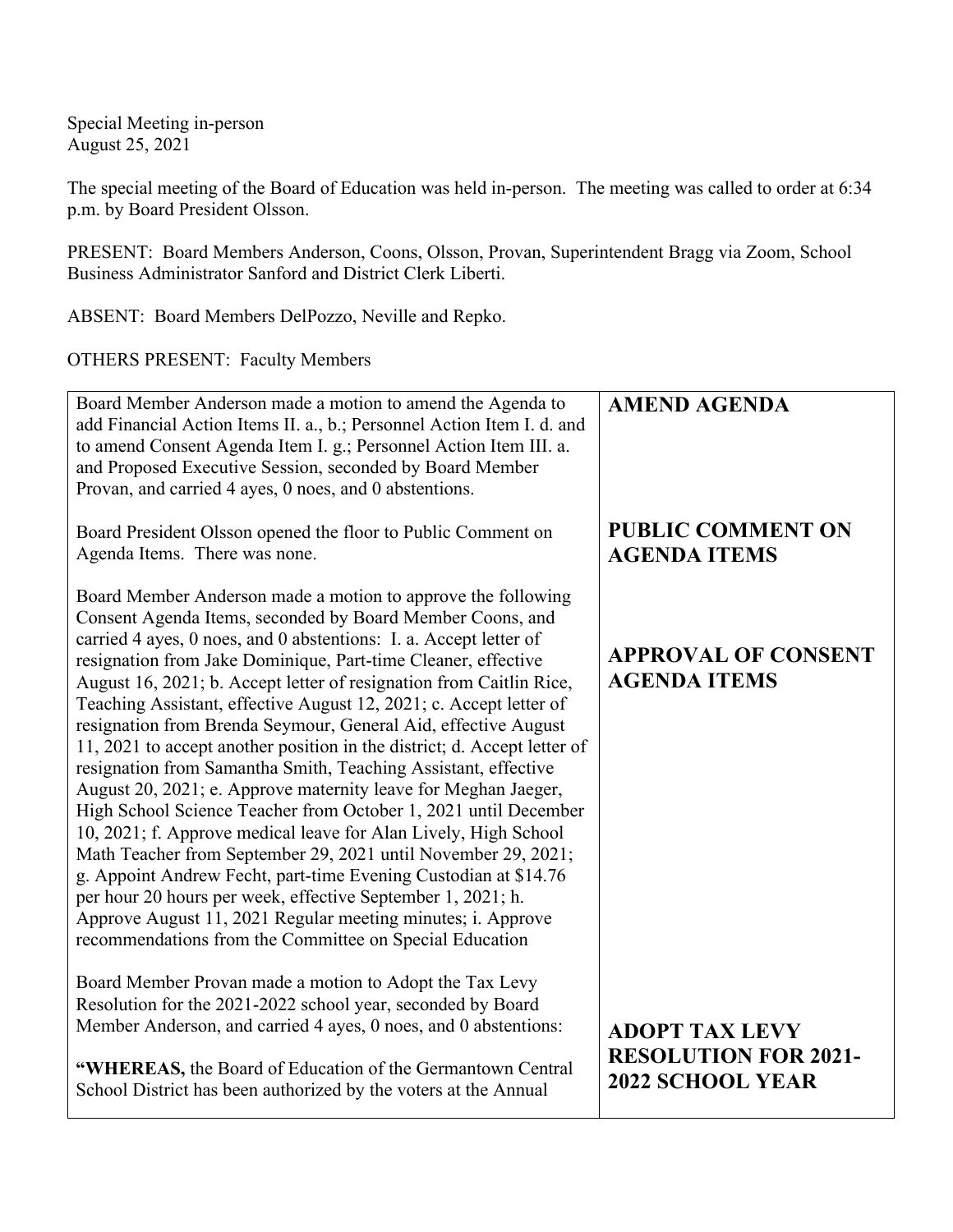Special Meeting in-person
August 25, 2021

The special meeting of the Board of Education was held in-person. The meeting was called to order at 6:34 p.m. by Board President Olsson.

PRESENT: Board Members Anderson, Coons, Olsson, Provan, Superintendent Bragg via Zoom, School Business Administrator Sanford and District Clerk Liberti.

ABSENT: Board Members DelPozzo, Neville and Repko.

OTHERS PRESENT: Faculty Members

| | |
|---|---|
| Board Member Anderson made a motion to amend the Agenda to add Financial Action Items II. a., b.; Personnel Action Item I. d. and to amend Consent Agenda Item I. g.; Personnel Action Item III. a. and Proposed Executive Session, seconded by Board Member Provan, and carried 4 ayes, 0 noes, and 0 abstentions. | **AMEND AGENDA** |
| Board President Olsson opened the floor to Public Comment on Agenda Items. There was none. | **PUBLIC COMMENT ON AGENDA ITEMS** |
| Board Member Anderson made a motion to approve the following Consent Agenda Items, seconded by Board Member Coons, and carried 4 ayes, 0 noes, and 0 abstentions: I. a. Accept letter of resignation from Jake Dominique, Part-time Cleaner, effective August 16, 2021; b. Accept letter of resignation from Caitlin Rice, Teaching Assistant, effective August 12, 2021; c. Accept letter of resignation from Brenda Seymour, General Aid, effective August 11, 2021 to accept another position in the district; d. Accept letter of resignation from Samantha Smith, Teaching Assistant, effective August 20, 2021; e. Approve maternity leave for Meghan Jaeger, High School Science Teacher from October 1, 2021 until December 10, 2021; f. Approve medical leave for Alan Lively, High School Math Teacher from September 29, 2021 until November 29, 2021; g. Appoint Andrew Fecht, part-time Evening Custodian at $14.76 per hour 20 hours per week, effective September 1, 2021; h. Approve August 11, 2021 Regular meeting minutes; i. Approve recommendations from the Committee on Special Education | **APPROVAL OF CONSENT AGENDA ITEMS** |
| Board Member Provan made a motion to Adopt the Tax Levy Resolution for the 2021-2022 school year, seconded by Board Member Anderson, and carried 4 ayes, 0 noes, and 0 abstentions:<br><br>"**WHEREAS,** the Board of Education of the Germantown Central School District has been authorized by the voters at the Annual | **ADOPT TAX LEVY RESOLUTION FOR 2021-2022 SCHOOL YEAR** |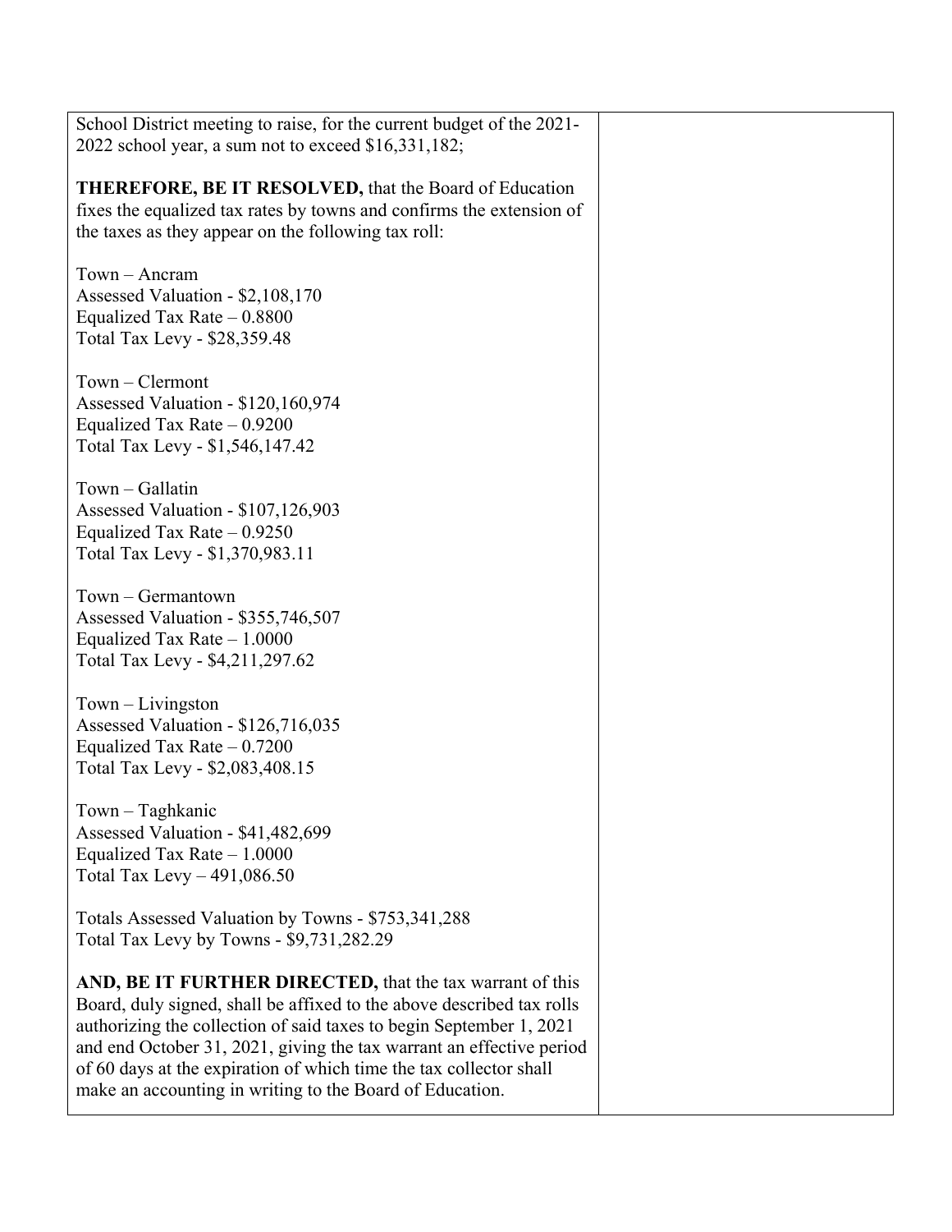School District meeting to raise, for the current budget of the 2021-2022 school year, a sum not to exceed $16,331,182;

**THEREFORE, BE IT RESOLVED,** that the Board of Education fixes the equalized tax rates by towns and confirms the extension of the taxes as they appear on the following tax roll:

Town – Ancram
Assessed Valuation - $2,108,170
Equalized Tax Rate – 0.8800
Total Tax Levy - $28,359.48

Town – Clermont
Assessed Valuation - $120,160,974
Equalized Tax Rate – 0.9200
Total Tax Levy - $1,546,147.42

Town – Gallatin
Assessed Valuation - $107,126,903
Equalized Tax Rate – 0.9250
Total Tax Levy - $1,370,983.11

Town – Germantown
Assessed Valuation - $355,746,507
Equalized Tax Rate – 1.0000
Total Tax Levy - $4,211,297.62

Town – Livingston
Assessed Valuation - $126,716,035
Equalized Tax Rate – 0.7200
Total Tax Levy - $2,083,408.15

Town – Taghkanic
Assessed Valuation - $41,482,699
Equalized Tax Rate – 1.0000
Total Tax Levy – 491,086.50

Totals Assessed Valuation by Towns - $753,341,288
Total Tax Levy by Towns - $9,731,282.29

**AND, BE IT FURTHER DIRECTED,** that the tax warrant of this Board, duly signed, shall be affixed to the above described tax rolls authorizing the collection of said taxes to begin September 1, 2021 and end October 31, 2021, giving the tax warrant an effective period of 60 days at the expiration of which time the tax collector shall make an accounting in writing to the Board of Education.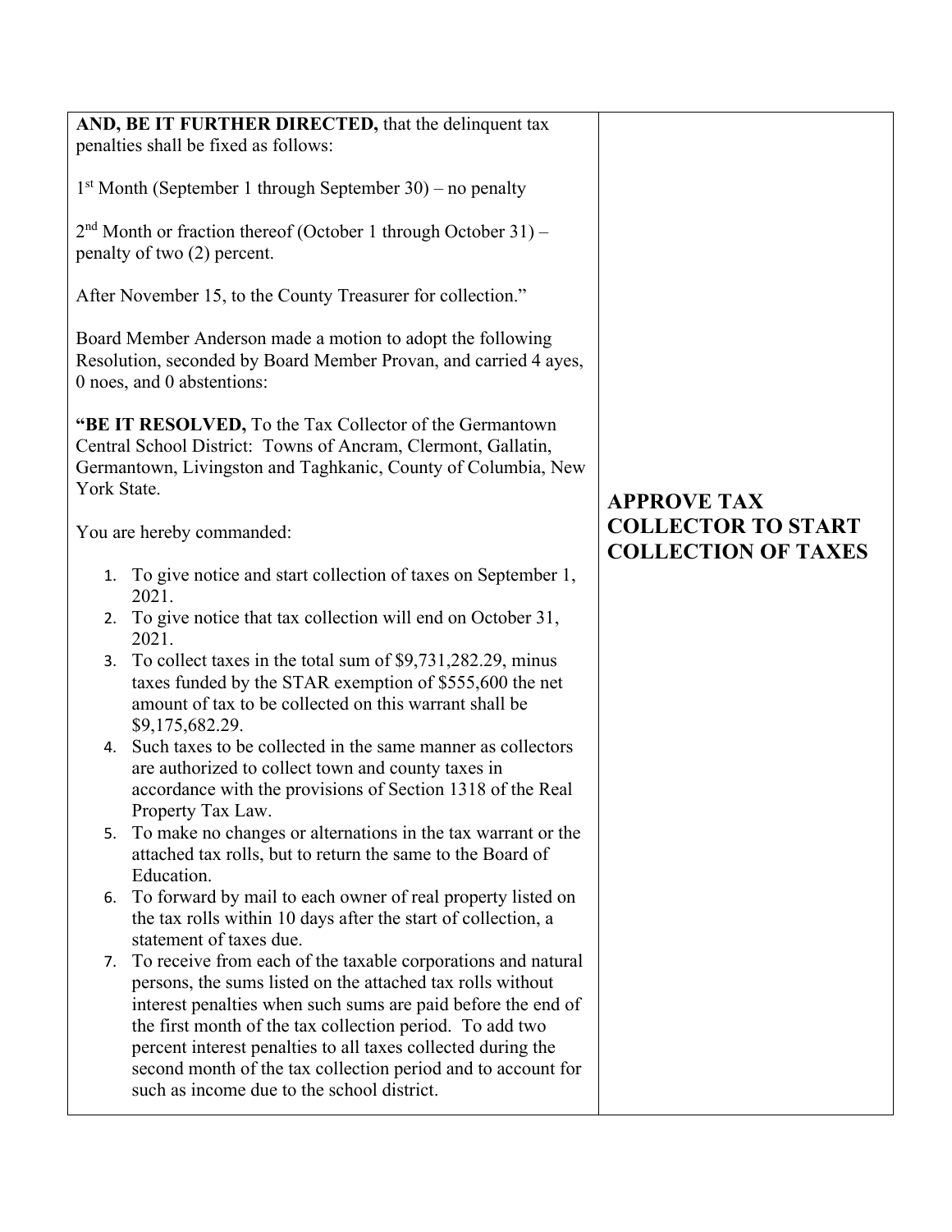| | |
|---|---|
| **AND, BE IT FURTHER DIRECTED,** that the delinquent tax penalties shall be fixed as follows:<br><br>1st Month (September 1 through September 30) – no penalty<br><br>2nd Month or fraction thereof (October 1 through October 31) – penalty of two (2) percent.<br><br>After November 15, to the County Treasurer for collection."<br><br>Board Member Anderson made a motion to adopt the following Resolution, seconded by Board Member Provan, and carried 4 ayes, 0 noes, and 0 abstentions:<br><br>**"BE IT RESOLVED,** To the Tax Collector of the Germantown Central School District: Towns of Ancram, Clermont, Gallatin, Germantown, Livingston and Taghkanic, County of Columbia, New York State.<br><br>You are hereby commanded:<br><br>1. To give notice and start collection of taxes on September 1, 2021.<br>2. To give notice that tax collection will end on October 31, 2021.<br>3. To collect taxes in the total sum of $9,731,282.29, minus taxes funded by the STAR exemption of $555,600 the net amount of tax to be collected on this warrant shall be $9,175,682.29.<br>4. Such taxes to be collected in the same manner as collectors are authorized to collect town and county taxes in accordance with the provisions of Section 1318 of the Real Property Tax Law.<br>5. To make no changes or alternations in the tax warrant or the attached tax rolls, but to return the same to the Board of Education.<br>6. To forward by mail to each owner of real property listed on the tax rolls within 10 days after the start of collection, a statement of taxes due.<br>7. To receive from each of the taxable corporations and natural persons, the sums listed on the attached tax rolls without interest penalties when such sums are paid before the end of the first month of the tax collection period. To add two percent interest penalties to all taxes collected during the second month of the tax collection period and to account for such as income due to the school district. | **APPROVE TAX COLLECTOR TO START COLLECTION OF TAXES** |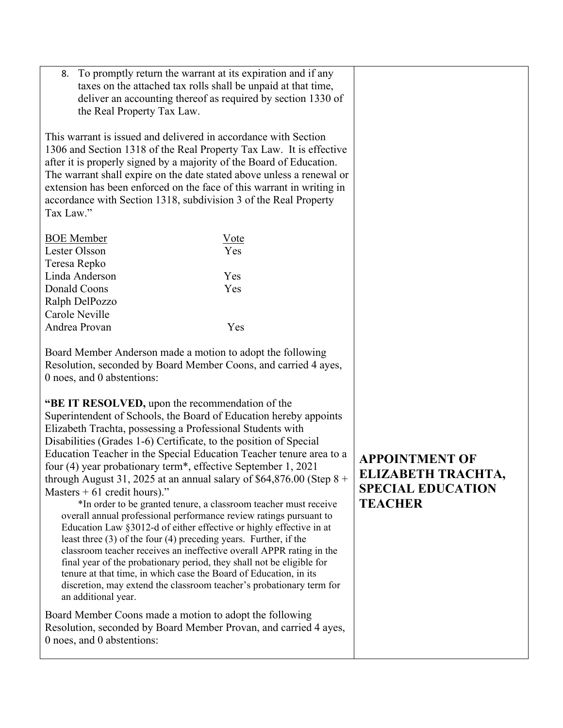8. To promptly return the warrant at its expiration and if any taxes on the attached tax rolls shall be unpaid at that time, deliver an accounting thereof as required by section 1330 of the Real Property Tax Law.

This warrant is issued and delivered in accordance with Section 1306 and Section 1318 of the Real Property Tax Law. It is effective after it is properly signed by a majority of the Board of Education. The warrant shall expire on the date stated above unless a renewal or extension has been enforced on the face of this warrant in writing in accordance with Section 1318, subdivision 3 of the Real Property Tax Law."

| BOE Member | Vote |
|---|---|
| Lester Olsson | Yes |
| Teresa Repko | |
| Linda Anderson | Yes |
| Donald Coons | Yes |
| Ralph DelPozzo | |
| Carole Neville | |
| Andrea Provan | Yes |

Board Member Anderson made a motion to adopt the following Resolution, seconded by Board Member Coons, and carried 4 ayes, 0 noes, and 0 abstentions:

**APPOINTMENT OF ELIZABETH TRACHTA, SPECIAL EDUCATION TEACHER**

**"BE IT RESOLVED,** upon the recommendation of the Superintendent of Schools, the Board of Education hereby appoints Elizabeth Trachta, possessing a Professional Students with Disabilities (Grades 1-6) Certificate, to the position of Special Education Teacher in the Special Education Teacher tenure area to a four (4) year probationary term*, effective September 1, 2021 through August 31, 2025 at an annual salary of $64,876.00 (Step 8 + Masters + 61 credit hours)."

*In order to be granted tenure, a classroom teacher must receive overall annual professional performance review ratings pursuant to Education Law §3012-d of either effective or highly effective in at least three (3) of the four (4) preceding years. Further, if the classroom teacher receives an ineffective overall APPR rating in the final year of the probationary period, they shall not be eligible for tenure at that time, in which case the Board of Education, in its discretion, may extend the classroom teacher's probationary term for an additional year.

Board Member Coons made a motion to adopt the following Resolution, seconded by Board Member Provan, and carried 4 ayes, 0 noes, and 0 abstentions: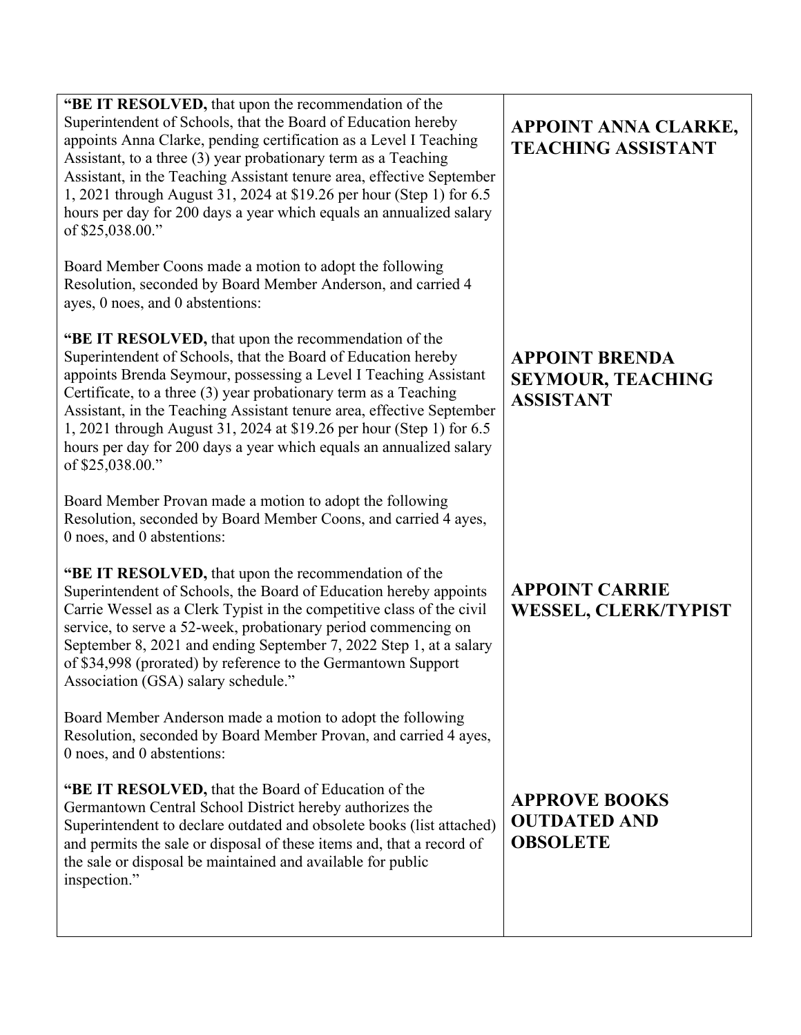| | |
|---|---|
| **"BE IT RESOLVED,** that upon the recommendation of the Superintendent of Schools, that the Board of Education hereby appoints Anna Clarke, pending certification as a Level I Teaching Assistant, to a three (3) year probationary term as a Teaching Assistant, in the Teaching Assistant tenure area, effective September 1, 2021 through August 31, 2024 at $19.26 per hour (Step 1) for 6.5 hours per day for 200 days a year which equals an annualized salary of $25,038.00."<br><br>Board Member Coons made a motion to adopt the following Resolution, seconded by Board Member Anderson, and carried 4 ayes, 0 noes, and 0 abstentions: | **APPOINT ANNA CLARKE, TEACHING ASSISTANT** |
| **"BE IT RESOLVED,** that upon the recommendation of the Superintendent of Schools, that the Board of Education hereby appoints Brenda Seymour, possessing a Level I Teaching Assistant Certificate, to a three (3) year probationary term as a Teaching Assistant, in the Teaching Assistant tenure area, effective September 1, 2021 through August 31, 2024 at $19.26 per hour (Step 1) for 6.5 hours per day for 200 days a year which equals an annualized salary of $25,038.00."<br><br>Board Member Provan made a motion to adopt the following Resolution, seconded by Board Member Coons, and carried 4 ayes, 0 noes, and 0 abstentions: | **APPOINT BRENDA SEYMOUR, TEACHING ASSISTANT** |
| **"BE IT RESOLVED,** that upon the recommendation of the Superintendent of Schools, the Board of Education hereby appoints Carrie Wessel as a Clerk Typist in the competitive class of the civil service, to serve a 52-week, probationary period commencing on September 8, 2021 and ending September 7, 2022 Step 1, at a salary of $34,998 (prorated) by reference to the Germantown Support Association (GSA) salary schedule."<br><br>Board Member Anderson made a motion to adopt the following Resolution, seconded by Board Member Provan, and carried 4 ayes, 0 noes, and 0 abstentions: | **APPOINT CARRIE WESSEL, CLERK/TYPIST** |
| **"BE IT RESOLVED,** that the Board of Education of the Germantown Central School District hereby authorizes the Superintendent to declare outdated and obsolete books (list attached) and permits the sale or disposal of these items and, that a record of the sale or disposal be maintained and available for public inspection." | **APPROVE BOOKS OUTDATED AND OBSOLETE** |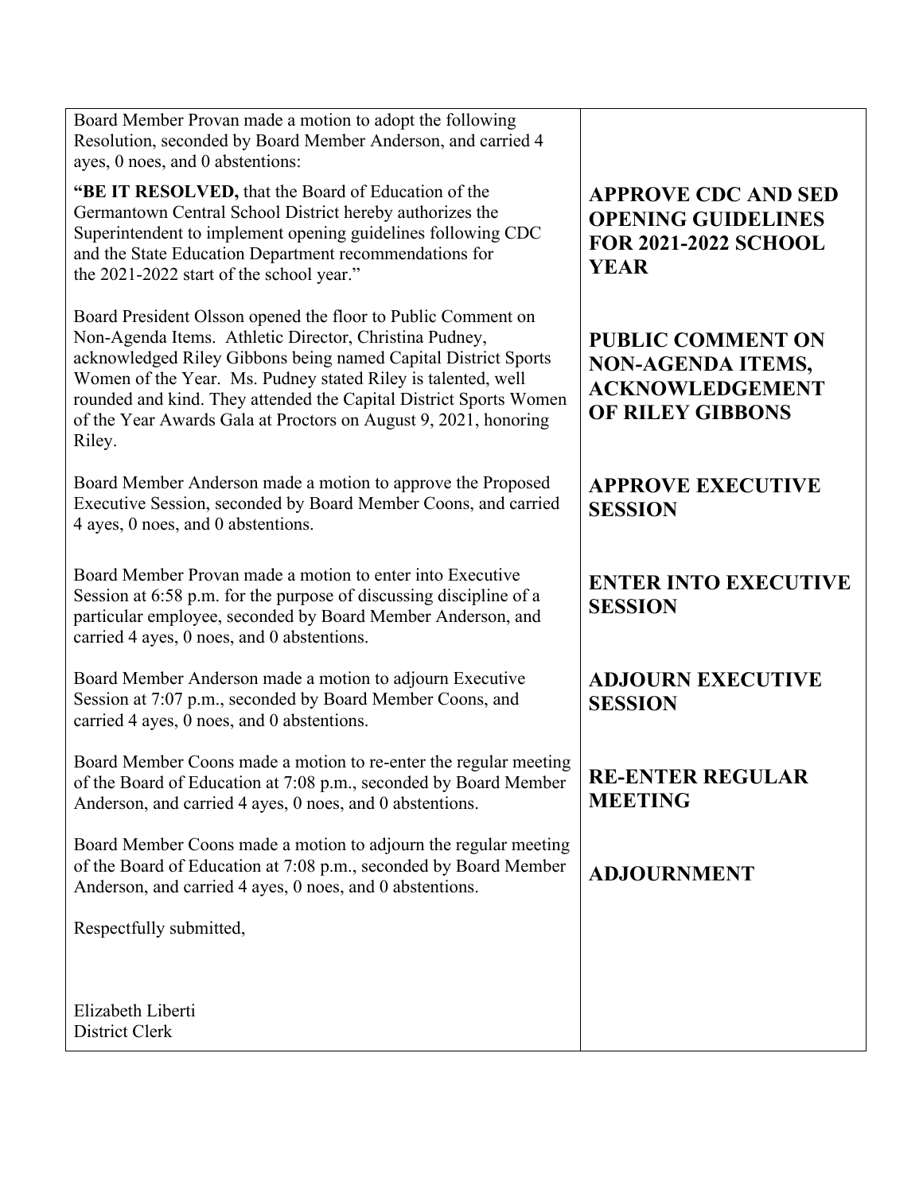| | |
|---|---|
| Board Member Provan made a motion to adopt the following Resolution, seconded by Board Member Anderson, and carried 4 ayes, 0 noes, and 0 abstentions:<br><br>**"BE IT RESOLVED,** that the Board of Education of the Germantown Central School District hereby authorizes the Superintendent to implement opening guidelines following CDC and the State Education Department recommendations for the 2021-2022 start of the school year." | **APPROVE CDC AND SED OPENING GUIDELINES FOR 2021-2022 SCHOOL YEAR** |
| Board President Olsson opened the floor to Public Comment on Non-Agenda Items. Athletic Director, Christina Pudney, acknowledged Riley Gibbons being named Capital District Sports Women of the Year. Ms. Pudney stated Riley is talented, well rounded and kind. They attended the Capital District Sports Women of the Year Awards Gala at Proctors on August 9, 2021, honoring Riley. | **PUBLIC COMMENT ON NON-AGENDA ITEMS, ACKNOWLEDGEMENT OF RILEY GIBBONS** |
| Board Member Anderson made a motion to approve the Proposed Executive Session, seconded by Board Member Coons, and carried 4 ayes, 0 noes, and 0 abstentions. | **APPROVE EXECUTIVE SESSION** |
| Board Member Provan made a motion to enter into Executive Session at 6:58 p.m. for the purpose of discussing discipline of a particular employee, seconded by Board Member Anderson, and carried 4 ayes, 0 noes, and 0 abstentions. | **ENTER INTO EXECUTIVE SESSION** |
| Board Member Anderson made a motion to adjourn Executive Session at 7:07 p.m., seconded by Board Member Coons, and carried 4 ayes, 0 noes, and 0 abstentions. | **ADJOURN EXECUTIVE SESSION** |
| Board Member Coons made a motion to re-enter the regular meeting of the Board of Education at 7:08 p.m., seconded by Board Member Anderson, and carried 4 ayes, 0 noes, and 0 abstentions. | **RE-ENTER REGULAR MEETING** |
| Board Member Coons made a motion to adjourn the regular meeting of the Board of Education at 7:08 p.m., seconded by Board Member Anderson, and carried 4 ayes, 0 noes, and 0 abstentions. | **ADJOURNMENT** |
| Respectfully submitted,<br><br><br>Elizabeth Liberti<br>District Clerk | |